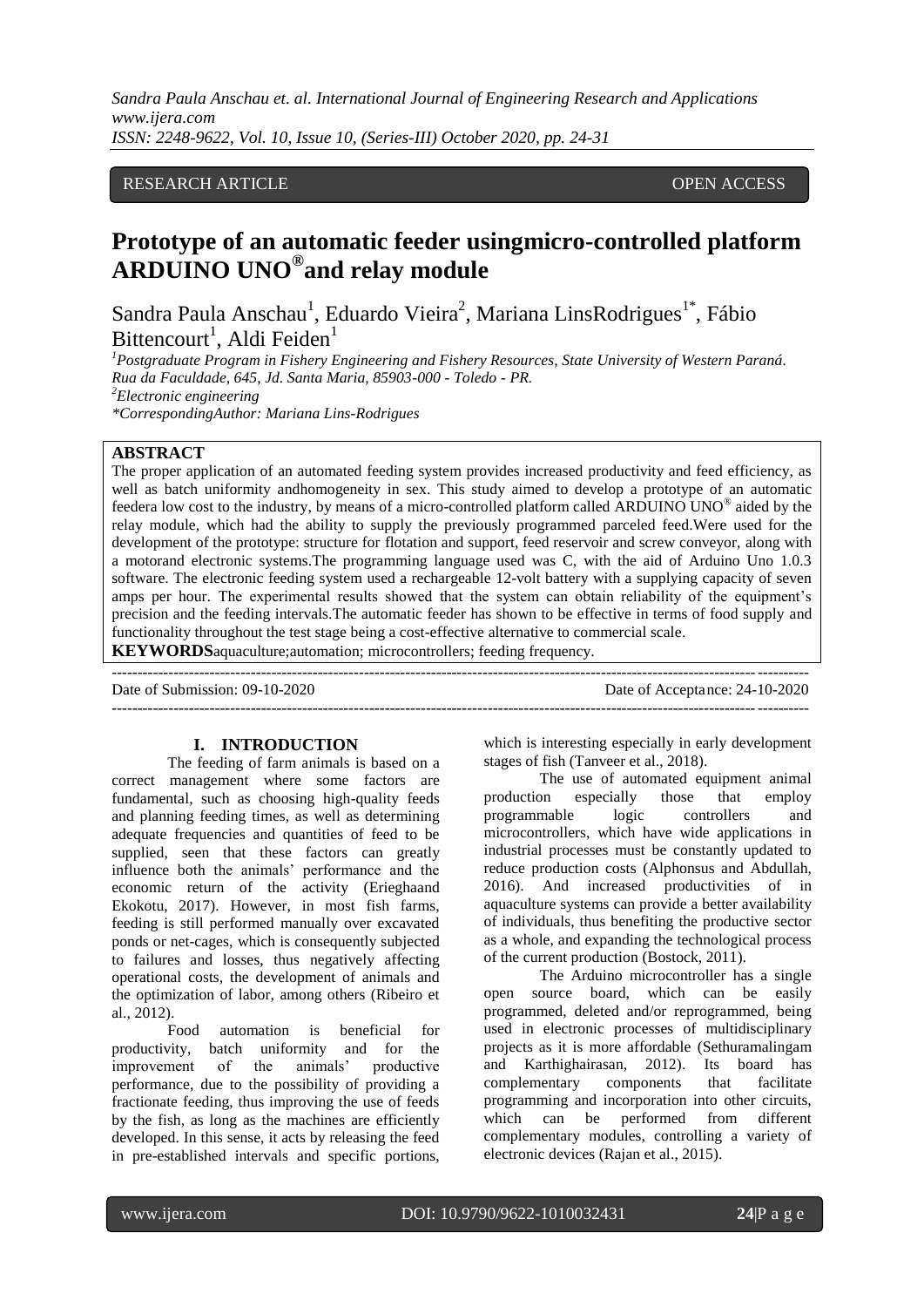RESEARCH ARTICLE OPEN ACCESS

# Prototype of an automatic feeder usingmicro-controlled platform ARDUINO UNO® and relay module

Sandra Paula Anschau[1], Eduardo Vieira[2], Mariana LinsRodrigues[1*], Fábio Bittencourt[1], Aldi Feiden[1]

[1]*Postgraduate Program in Fishery Engineering and Fishery Resources, State University of Western Paraná. Rua da Faculdade, 645, Jd. Santa Maria, 85903-000 - Toledo - PR.*
[2]*Electronic engineering*
*\*CorrespondingAuthor: Mariana Lins-Rodrigues*

## ABSTRACT

The proper application of an automated feeding system provides increased productivity and feed efficiency, as well as batch uniformity andhomogeneity in sex. This study aimed to develop a prototype of an automatic feedera low cost to the industry, by means of a micro-controlled platform called ARDUINO UNO® aided by the relay module, which had the ability to supply the previously programmed parceled feed.Were used for the development of the prototype: structure for flotation and support, feed reservoir and screw conveyor, along with a motorand electronic systems.The programming language used was C, with the aid of Arduino Uno 1.0.3 software. The electronic feeding system used a rechargeable 12-volt battery with a supplying capacity of seven amps per hour. The experimental results showed that the system can obtain reliability of the equipment's precision and the feeding intervals.The automatic feeder has shown to be effective in terms of food supply and functionality throughout the test stage being a cost-effective alternative to commercial scale.

**KEYWORDS**aquaculture;automation; microcontrollers; feeding frequency.

---

Date of Submission: 09-10-2020 Date of Acceptance: 24-10-2020

---

## I. INTRODUCTION

The feeding of farm animals is based on a correct management where some factors are fundamental, such as choosing high-quality feeds and planning feeding times, as well as determining adequate frequencies and quantities of feed to be supplied, seen that these factors can greatly influence both the animals' performance and the economic return of the activity (Erieghaand Ekokotu, 2017). However, in most fish farms, feeding is still performed manually over excavated ponds or net-cages, which is consequently subjected to failures and losses, thus negatively affecting operational costs, the development of animals and the optimization of labor, among others (Ribeiro et al., 2012).

Food automation is beneficial for productivity, batch uniformity and for the improvement of the animals' productive performance, due to the possibility of providing a fractionate feeding, thus improving the use of feeds by the fish, as long as the machines are efficiently developed. In this sense, it acts by releasing the feed in pre-established intervals and specific portions, which is interesting especially in early development stages of fish (Tanveer et al., 2018).

The use of automated equipment animal production especially those that employ programmable logic controllers and microcontrollers, which have wide applications in industrial processes must be constantly updated to reduce production costs (Alphonsus and Abdullah, 2016). And increased productivities of in aquaculture systems can provide a better availability of individuals, thus benefiting the productive sector as a whole, and expanding the technological process of the current production (Bostock, 2011).

The Arduino microcontroller has a single open source board, which can be easily programmed, deleted and/or reprogrammed, being used in electronic processes of multidisciplinary projects as it is more affordable (Sethuramalingam and Karthighairasan, 2012). Its board has complementary components that facilitate programming and incorporation into other circuits, which can be performed from different complementary modules, controlling a variety of electronic devices (Rajan et al., 2015).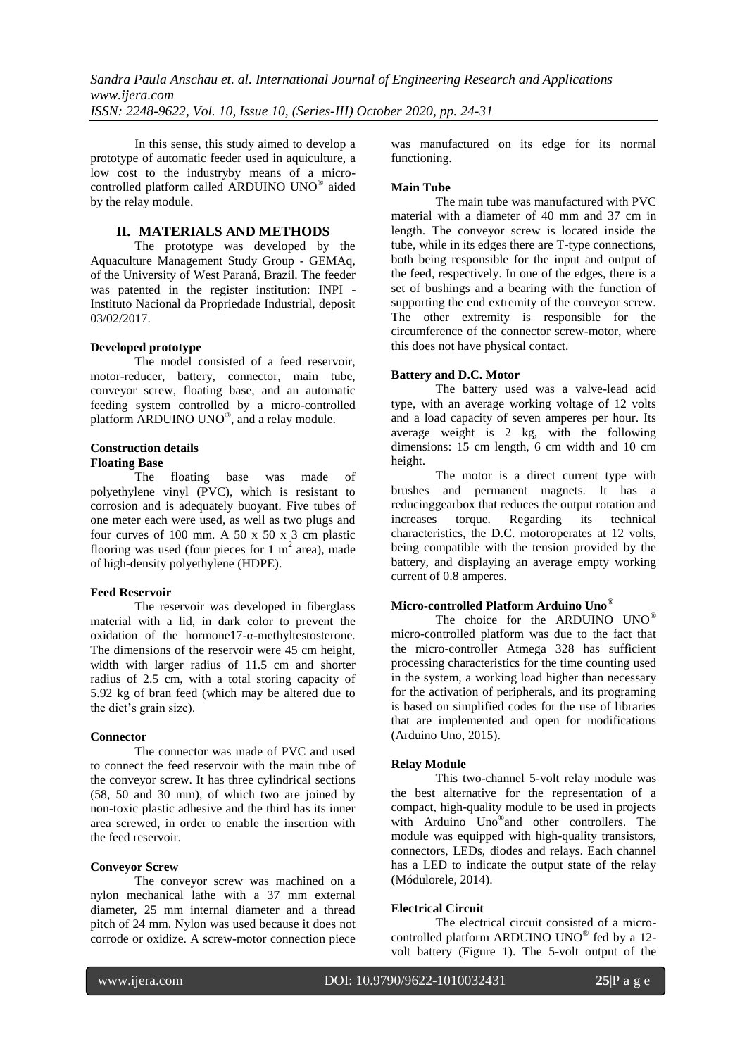In this sense, this study aimed to develop a prototype of automatic feeder used in aquiculture, a low cost to the industryby means of a micro-controlled platform called ARDUINO UNO® aided by the relay module.

## II. MATERIALS AND METHODS

The prototype was developed by the Aquaculture Management Study Group - GEMAq, of the University of West Paraná, Brazil. The feeder was patented in the register institution: INPI - Instituto Nacional da Propriedade Industrial, deposit 03/02/2017.

### Developed prototype

The model consisted of a feed reservoir, motor-reducer, battery, connector, main tube, conveyor screw, floating base, and an automatic feeding system controlled by a micro-controlled platform ARDUINO UNO®, and a relay module.

### Construction details

#### Floating Base

The floating base was made of polyethylene vinyl (PVC), which is resistant to corrosion and is adequately buoyant. Five tubes of one meter each were used, as well as two plugs and four curves of 100 mm. A 50 x 50 x 3 cm plastic flooring was used (four pieces for 1 $m^2$ area), made of high-density polyethylene (HDPE).

#### Feed Reservoir

The reservoir was developed in fiberglass material with a lid, in dark color to prevent the oxidation of the hormone17-α-methyltestosterone. The dimensions of the reservoir were 45 cm height, width with larger radius of 11.5 cm and shorter radius of 2.5 cm, with a total storing capacity of 5.92 kg of bran feed (which may be altered due to the diet's grain size).

#### Connector

The connector was made of PVC and used to connect the feed reservoir with the main tube of the conveyor screw. It has three cylindrical sections (58, 50 and 30 mm), of which two are joined by non-toxic plastic adhesive and the third has its inner area screwed, in order to enable the insertion with the feed reservoir.

#### Conveyor Screw

The conveyor screw was machined on a nylon mechanical lathe with a 37 mm external diameter, 25 mm internal diameter and a thread pitch of 24 mm. Nylon was used because it does not corrode or oxidize. A screw-motor connection piece was manufactured on its edge for its normal functioning.

#### Main Tube

The main tube was manufactured with PVC material with a diameter of 40 mm and 37 cm in length. The conveyor screw is located inside the tube, while in its edges there are T-type connections, both being responsible for the input and output of the feed, respectively. In one of the edges, there is a set of bushings and a bearing with the function of supporting the end extremity of the conveyor screw. The other extremity is responsible for the circumference of the connector screw-motor, where this does not have physical contact.

#### Battery and D.C. Motor

The battery used was a valve-lead acid type, with an average working voltage of 12 volts and a load capacity of seven amperes per hour. Its average weight is 2 kg, with the following dimensions: 15 cm length, 6 cm width and 10 cm height.

The motor is a direct current type with brushes and permanent magnets. It has a reducinggearbox that reduces the output rotation and increases torque. Regarding its technical characteristics, the D.C. motoroperates at 12 volts, being compatible with the tension provided by the battery, and displaying an average empty working current of 0.8 amperes.

#### Micro-controlled Platform Arduino Uno®

The choice for the ARDUINO UNO® micro-controlled platform was due to the fact that the micro-controller Atmega 328 has sufficient processing characteristics for the time counting used in the system, a working load higher than necessary for the activation of peripherals, and its programing is based on simplified codes for the use of libraries that are implemented and open for modifications (Arduino Uno, 2015).

#### Relay Module

This two-channel 5-volt relay module was the best alternative for the representation of a compact, high-quality module to be used in projects with Arduino Uno®and other controllers. The module was equipped with high-quality transistors, connectors, LEDs, diodes and relays. Each channel has a LED to indicate the output state of the relay (Módulorele, 2014).

#### Electrical Circuit

The electrical circuit consisted of a micro-controlled platform ARDUINO UNO® fed by a 12-volt battery (Figure 1). The 5-volt output of the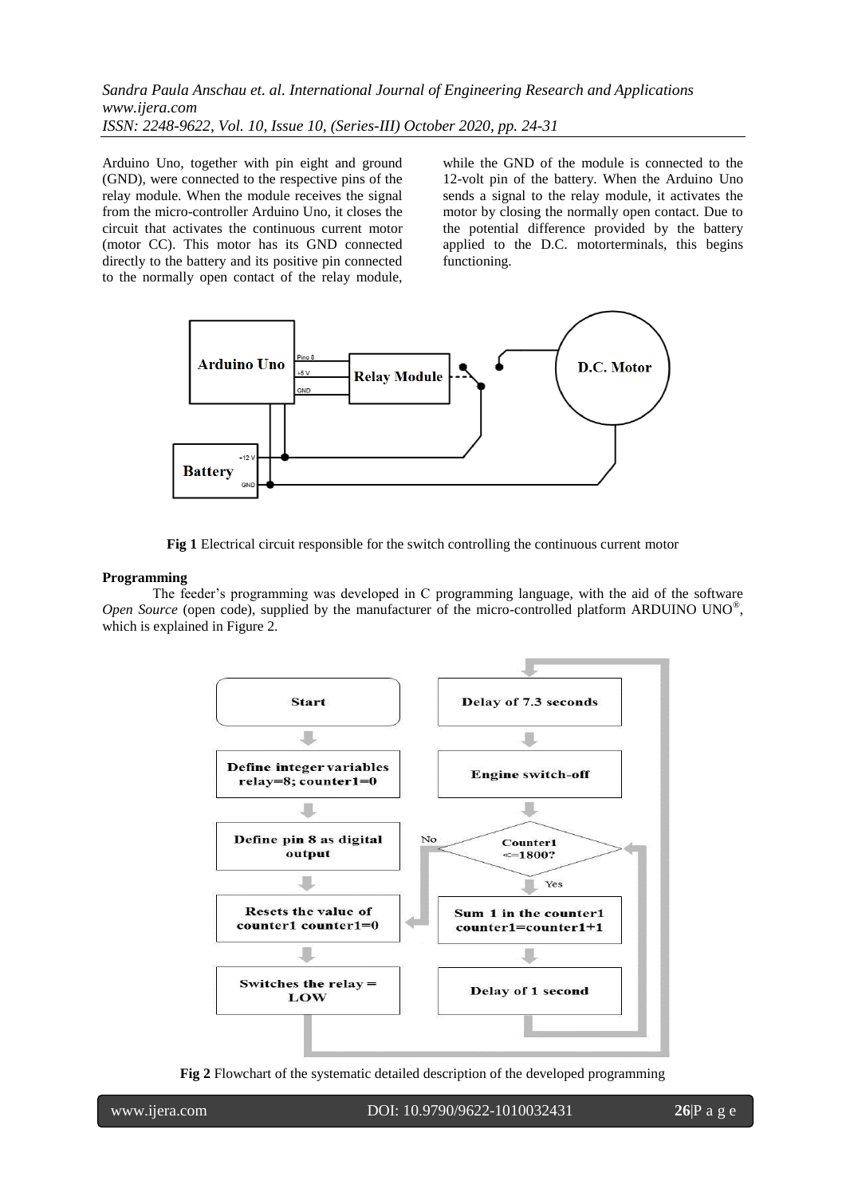Arduino Uno, together with pin eight and ground (GND), were connected to the respective pins of the relay module. When the module receives the signal from the micro-controller Arduino Uno, it closes the circuit that activates the continuous current motor (motor CC). This motor has its GND connected directly to the battery and its positive pin connected to the normally open contact of the relay module, while the GND of the module is connected to the 12-volt pin of the battery. When the Arduino Uno sends a signal to the relay module, it activates the motor by closing the normally open contact. Due to the potential difference provided by the battery applied to the D.C. motorterminals, this begins functioning.

**Fig 1** Electrical circuit responsible for the switch controlling the continuous current motor

**Programming**

The feeder's programming was developed in C programming language, with the aid of the software *Open Source* (open code), supplied by the manufacturer of the micro-controlled platform ARDUINO UNO®, which is explained in Figure 2.

**Fig 2** Flowchart of the systematic detailed description of the developed programming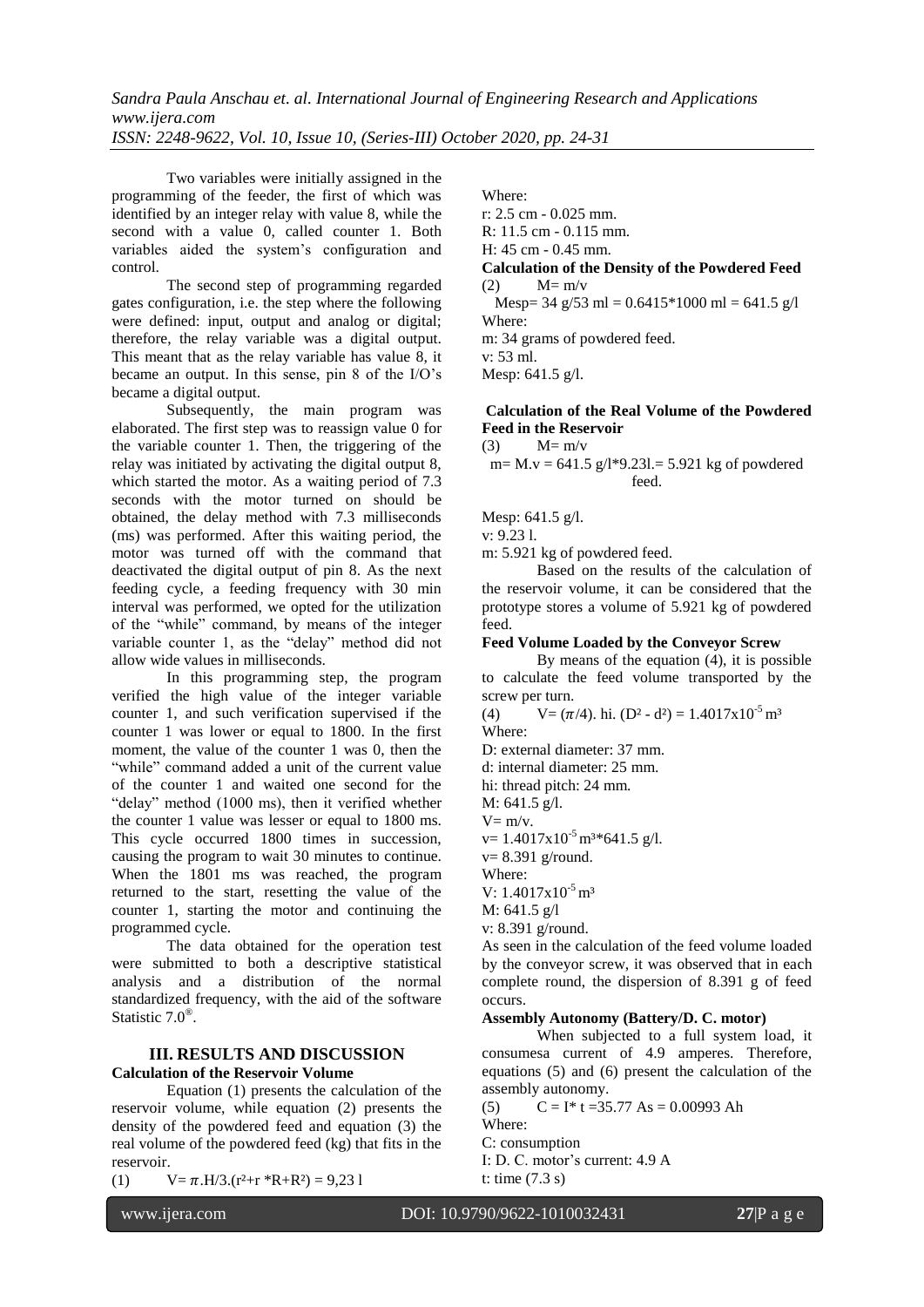Two variables were initially assigned in the programming of the feeder, the first of which was identified by an integer relay with value 8, while the second with a value 0, called counter 1. Both variables aided the system's configuration and control.

The second step of programming regarded gates configuration, i.e. the step where the following were defined: input, output and analog or digital; therefore, the relay variable was a digital output. This meant that as the relay variable has value 8, it became an output. In this sense, pin 8 of the I/O's became a digital output.

Subsequently, the main program was elaborated. The first step was to reassign value 0 for the variable counter 1. Then, the triggering of the relay was initiated by activating the digital output 8, which started the motor. As a waiting period of 7.3 seconds with the motor turned on should be obtained, the delay method with 7.3 milliseconds (ms) was performed. After this waiting period, the motor was turned off with the command that deactivated the digital output of pin 8. As the next feeding cycle, a feeding frequency with 30 min interval was performed, we opted for the utilization of the "while" command, by means of the integer variable counter 1, as the "delay" method did not allow wide values in milliseconds.

In this programming step, the program verified the high value of the integer variable counter 1, and such verification supervised if the counter 1 was lower or equal to 1800. In the first moment, the value of the counter 1 was 0, then the "while" command added a unit of the current value of the counter 1 and waited one second for the "delay" method (1000 ms), then it verified whether the counter 1 value was lesser or equal to 1800 ms. This cycle occurred 1800 times in succession, causing the program to wait 30 minutes to continue. When the 1801 ms was reached, the program returned to the start, resetting the value of the counter 1, starting the motor and continuing the programmed cycle.

The data obtained for the operation test were submitted to both a descriptive statistical analysis and a distribution of the normal standardized frequency, with the aid of the software Statistic 7.0®.

## III. RESULTS AND DISCUSSION

**Calculation of the Reservoir Volume**

Equation (1) presents the calculation of the reservoir volume, while equation (2) presents the density of the powdered feed and equation (3) the real volume of the powdered feed (kg) that fits in the reservoir.

(1) $V = \pi.H/3.(r^2+r*R+R^2) = 9{,}23$ l

Where:

r: 2.5 cm - 0.025 mm.

R: 11.5 cm - 0.115 mm.

H: 45 cm - 0.45 mm.

**Calculation of the Density of the Powdered Feed**

(2) $M = m/v$

$M_{esp} = 34$ g/53 ml = 0.6415*1000 ml = 641.5 g/l

Where:

m: 34 grams of powdered feed.

v: 53 ml.

Mesp: 641.5 g/l.

**Calculation of the Real Volume of the Powdered Feed in the Reservoir**

(3) $M = m/v$

m= M.v = 641.5 g/l*9.23l.= 5.921 kg of powdered feed.

Mesp: 641.5 g/l.

v: 9.23 l.

m: 5.921 kg of powdered feed.

Based on the results of the calculation of the reservoir volume, it can be considered that the prototype stores a volume of 5.921 kg of powdered feed.

**Feed Volume Loaded by the Conveyor Screw**

By means of the equation (4), it is possible to calculate the feed volume transported by the screw per turn.

(4) $V = (\pi/4).\ hi.\ (D^2 - d^2) = 1.4017\text{x}10^{-5}\ m^3$

Where:

D: external diameter: 37 mm.

d: internal diameter: 25 mm.

hi: thread pitch: 24 mm.

M: 641.5 g/l.

V= m/v.

$v = 1.4017\text{x}10^{-5}\ m^3*641.5$ g/l.

v= 8.391 g/round.

Where:

V: $1.4017\text{x}10^{-5}\ m^3$

M: 641.5 g/l

v: 8.391 g/round.

As seen in the calculation of the feed volume loaded by the conveyor screw, it was observed that in each complete round, the dispersion of 8.391 g of feed occurs.

**Assembly Autonomy (Battery/D. C. motor)**

When subjected to a full system load, it consumesa current of 4.9 amperes. Therefore, equations (5) and (6) present the calculation of the assembly autonomy.

(5) $C = I*\ t = 35.77$ As = 0.00993 Ah

Where:

C: consumption

I: D. C. motor's current: 4.9 A

t: time (7.3 s)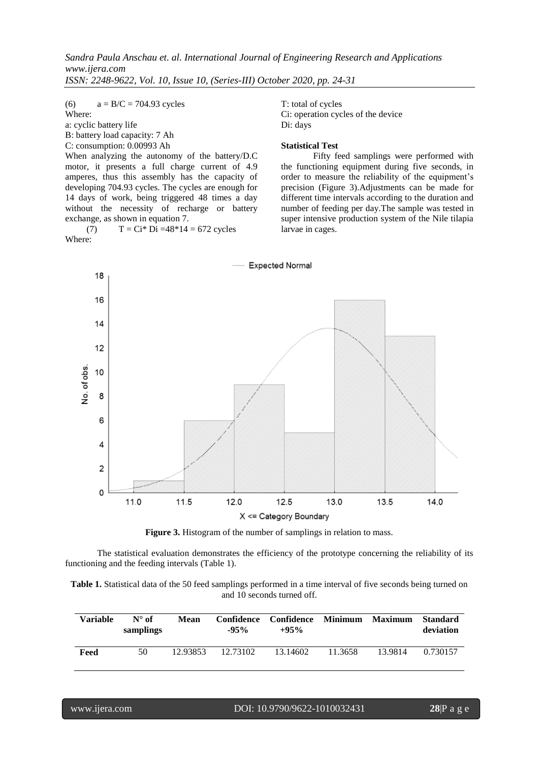(6) $a = B/C = 704.93$ cycles

Where:

a: cyclic battery life

B: battery load capacity: 7 Ah

C: consumption: 0.00993 Ah

When analyzing the autonomy of the battery/D.C motor, it presents a full charge current of 4.9 amperes, thus this assembly has the capacity of developing 704.93 cycles. The cycles are enough for 14 days of work, being triggered 48 times a day without the necessity of recharge or battery exchange, as shown in equation 7.

(7) $T = Ci^* Di = 48^*14 = 672$ cycles

Where:

T: total of cycles

Ci: operation cycles of the device

Di: days

**Statistical Test**

Fifty feed samplings were performed with the functioning equipment during five seconds, in order to measure the reliability of the equipment's precision (Figure 3).Adjustments can be made for different time intervals according to the duration and number of feeding per day.The sample was tested in super intensive production system of the Nile tilapia larvae in cages.

**Figure 3.** Histogram of the number of samplings in relation to mass.

The statistical evaluation demonstrates the efficiency of the prototype concerning the reliability of its functioning and the feeding intervals (Table 1).

**Table 1.** Statistical data of the 50 feed samplings performed in a time interval of five seconds being turned on and 10 seconds turned off.

| Variable | N° of samplings | Mean | Confidence -95% | Confidence +95% | Minimum | Maximum | Standard deviation |
|---|---|---|---|---|---|---|---|
| **Feed** | 50 | 12.93853 | 12.73102 | 13.14602 | 11.3658 | 13.9814 | 0.730157 |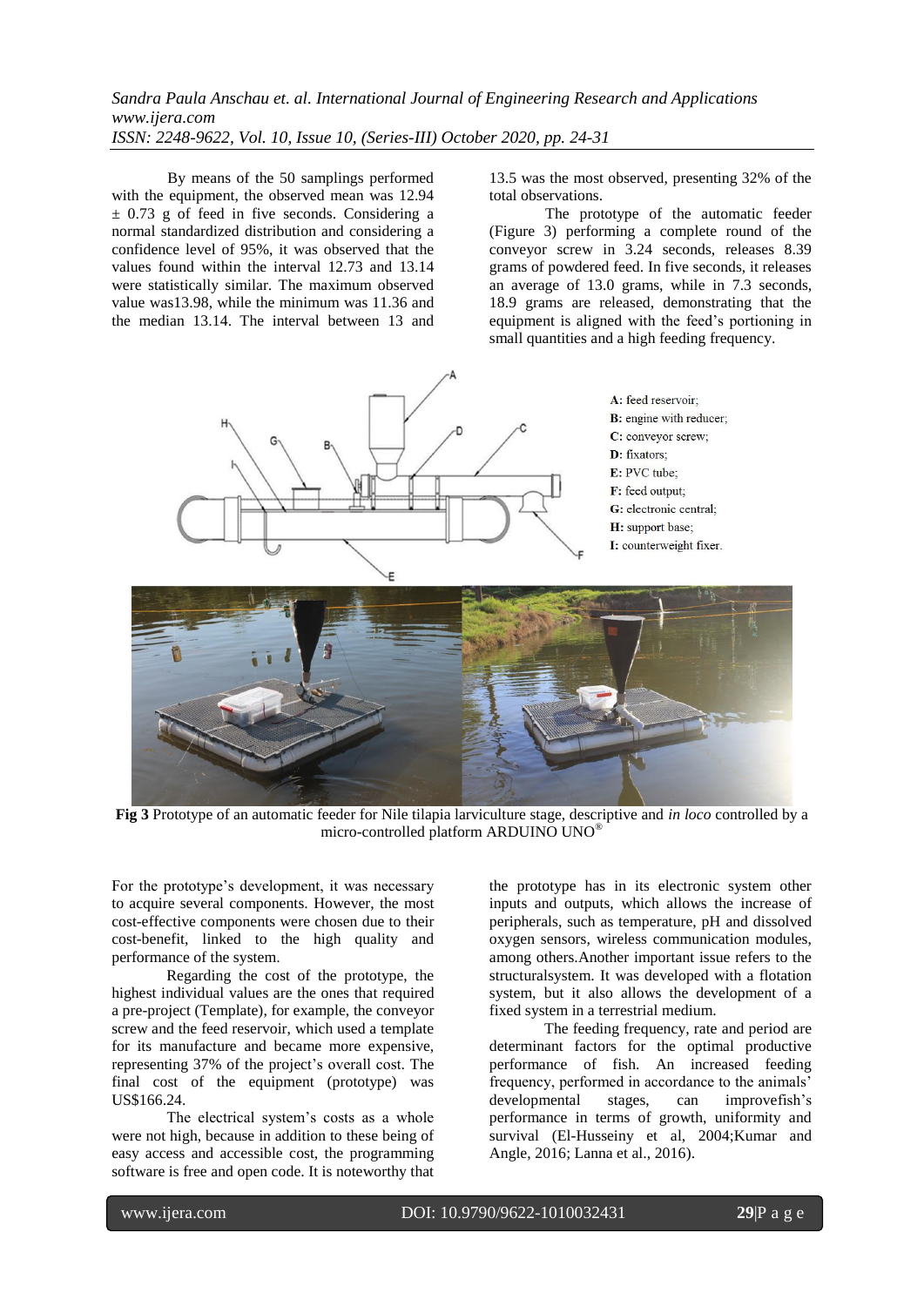By means of the 50 samplings performed with the equipment, the observed mean was 12.94 ± 0.73 g of feed in five seconds. Considering a normal standardized distribution and considering a confidence level of 95%, it was observed that the values found within the interval 12.73 and 13.14 were statistically similar. The maximum observed value was13.98, while the minimum was 11.36 and the median 13.14. The interval between 13 and 13.5 was the most observed, presenting 32% of the total observations.

The prototype of the automatic feeder (Figure 3) performing a complete round of the conveyor screw in 3.24 seconds, releases 8.39 grams of powdered feed. In five seconds, it releases an average of 13.0 grams, while in 7.3 seconds, 18.9 grams are released, demonstrating that the equipment is aligned with the feed's portioning in small quantities and a high feeding frequency.

**A:** feed reservoir;
**B:** engine with reducer;
**C:** conveyor screw;
**D:** fixators;
**E:** PVC tube;
**F:** feed output;
**G:** electronic central;
**H:** support base;
**I:** counterweight fixer.

**Fig 3** Prototype of an automatic feeder for Nile tilapia larviculture stage, descriptive and *in loco* controlled by a micro-controlled platform ARDUINO UNO®

For the prototype's development, it was necessary to acquire several components. However, the most cost-effective components were chosen due to their cost-benefit, linked to the high quality and performance of the system.

Regarding the cost of the prototype, the highest individual values are the ones that required a pre-project (Template), for example, the conveyor screw and the feed reservoir, which used a template for its manufacture and became more expensive, representing 37% of the project's overall cost. The final cost of the equipment (prototype) was US$166.24.

The electrical system's costs as a whole were not high, because in addition to these being of easy access and accessible cost, the programming software is free and open code. It is noteworthy that the prototype has in its electronic system other inputs and outputs, which allows the increase of peripherals, such as temperature, pH and dissolved oxygen sensors, wireless communication modules, among others.Another important issue refers to the structuralsystem. It was developed with a flotation system, but it also allows the development of a fixed system in a terrestrial medium.

The feeding frequency, rate and period are determinant factors for the optimal productive performance of fish. An increased feeding frequency, performed in accordance to the animals' developmental stages, can improvefish's performance in terms of growth, uniformity and survival (El-Husseiny et al, 2004;Kumar and Angle, 2016; Lanna et al., 2016).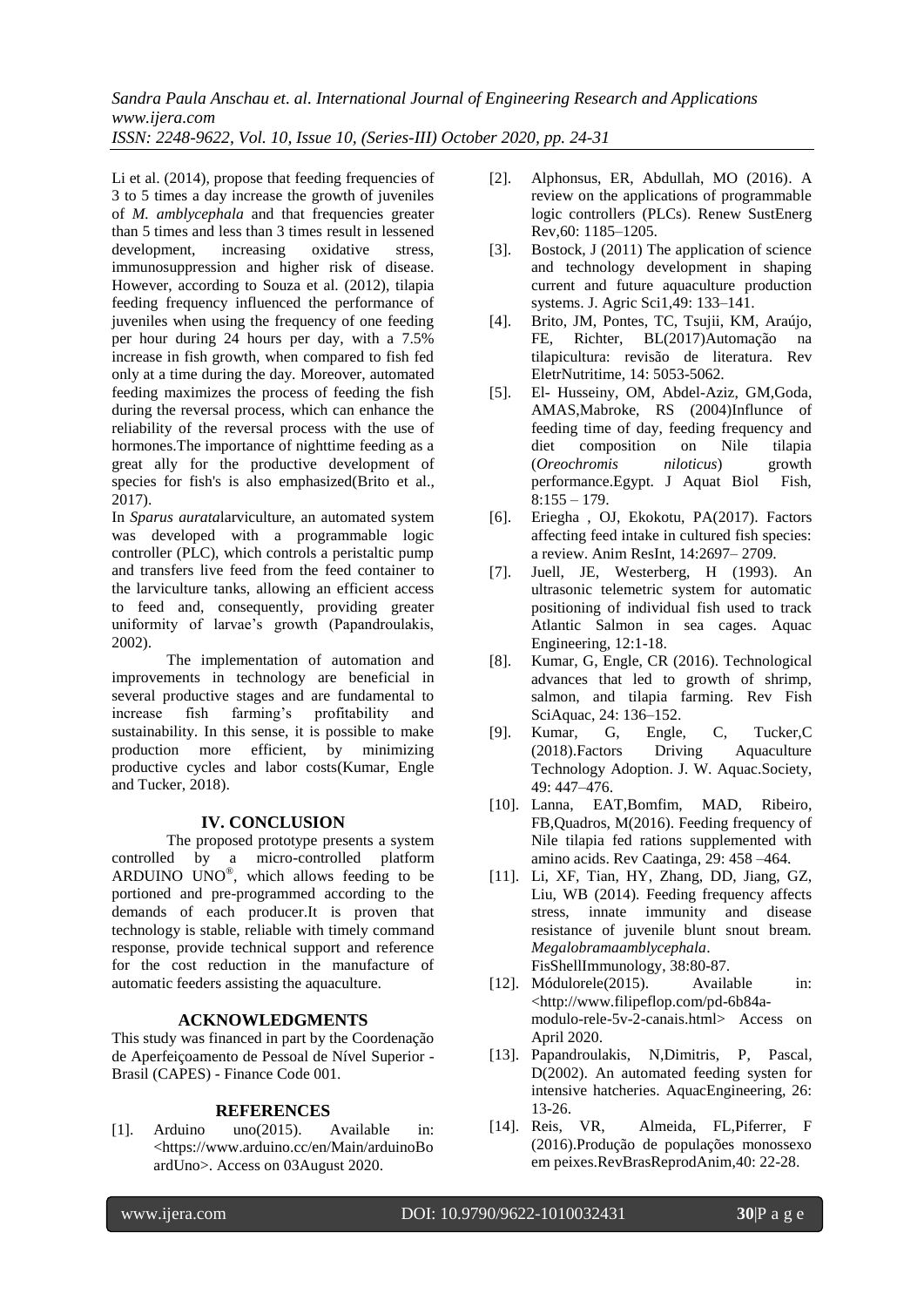Li et al. (2014), propose that feeding frequencies of 3 to 5 times a day increase the growth of juveniles of *M. amblycephala* and that frequencies greater than 5 times and less than 3 times result in lessened development, increasing oxidative stress, immunosuppression and higher risk of disease. However, according to Souza et al. (2012), tilapia feeding frequency influenced the performance of juveniles when using the frequency of one feeding per hour during 24 hours per day, with a 7.5% increase in fish growth, when compared to fish fed only at a time during the day. Moreover, automated feeding maximizes the process of feeding the fish during the reversal process, which can enhance the reliability of the reversal process with the use of hormones.The importance of nighttime feeding as a great ally for the productive development of species for fish's is also emphasized(Brito et al., 2017).

In *Sparus aurata*larviculture, an automated system was developed with a programmable logic controller (PLC), which controls a peristaltic pump and transfers live feed from the feed container to the larviculture tanks, allowing an efficient access to feed and, consequently, providing greater uniformity of larvae's growth (Papandroulakis, 2002).

The implementation of automation and improvements in technology are beneficial in several productive stages and are fundamental to increase fish farming's profitability and sustainability. In this sense, it is possible to make production more efficient, by minimizing productive cycles and labor costs(Kumar, Engle and Tucker, 2018).

## IV. CONCLUSION

The proposed prototype presents a system controlled by a micro-controlled platform ARDUINO UNO®, which allows feeding to be portioned and pre-programmed according to the demands of each producer.It is proven that technology is stable, reliable with timely command response, provide technical support and reference for the cost reduction in the manufacture of automatic feeders assisting the aquaculture.

## ACKNOWLEDGMENTS

This study was financed in part by the Coordenação de Aperfeiçoamento de Pessoal de Nível Superior - Brasil (CAPES) - Finance Code 001.

## REFERENCES

[1]. Arduino uno(2015). Available in: <https://www.arduino.cc/en/Main/arduinoBoardUno>. Access on 03August 2020.

[2]. Alphonsus, ER, Abdullah, MO (2016). A review on the applications of programmable logic controllers (PLCs). Renew SustEnerg Rev,60: 1185–1205.

[3]. Bostock, J (2011) The application of science and technology development in shaping current and future aquaculture production systems. J. Agric Sci1,49: 133–141.

[4]. Brito, JM, Pontes, TC, Tsujii, KM, Araújo, FE, Richter, BL(2017)Automação na tilapicultura: revisão de literatura. Rev EletrNutritime, 14: 5053-5062.

[5]. El- Husseiny, OM, Abdel-Aziz, GM,Goda, AMAS,Mabroke, RS (2004)Influnce of feeding time of day, feeding frequency and diet composition on Nile tilapia (*Oreochromis niloticus*) growth performance.Egypt. J Aquat Biol Fish, 8:155 – 179.

[6]. Eriegha , OJ, Ekokotu, PA(2017). Factors affecting feed intake in cultured fish species: a review. Anim ResInt, 14:2697– 2709.

[7]. Juell, JE, Westerberg, H (1993). An ultrasonic telemetric system for automatic positioning of individual fish used to track Atlantic Salmon in sea cages. Aquac Engineering, 12:1-18.

[8]. Kumar, G, Engle, CR (2016). Technological advances that led to growth of shrimp, salmon, and tilapia farming. Rev Fish SciAquac, 24: 136–152.

[9]. Kumar, G, Engle, C, Tucker,C (2018).Factors Driving Aquaculture Technology Adoption. J. W. Aquac.Society, 49: 447–476.

[10]. Lanna, EAT,Bomfim, MAD, Ribeiro, FB,Quadros, M(2016). Feeding frequency of Nile tilapia fed rations supplemented with amino acids. Rev Caatinga, 29: 458 –464.

[11]. Li, XF, Tian, HY, Zhang, DD, Jiang, GZ, Liu, WB (2014). Feeding frequency affects stress, innate immunity and disease resistance of juvenile blunt snout bream. *Megalobramaamblycephala*. FisShellImmunology, 38:80-87.

[12]. Módulorele(2015). Available in: <http://www.filipeflop.com/pd-6b84a-modulo-rele-5v-2-canais.html> Access on April 2020.

[13]. Papandroulakis, N,Dimitris, P, Pascal, D(2002). An automated feeding systen for intensive hatcheries. AquacEngineering, 26: 13-26.

[14]. Reis, VR, Almeida, FL,Piferrer, F (2016).Produção de populações monossexo em peixes.RevBrasReprodAnim,40: 22-28.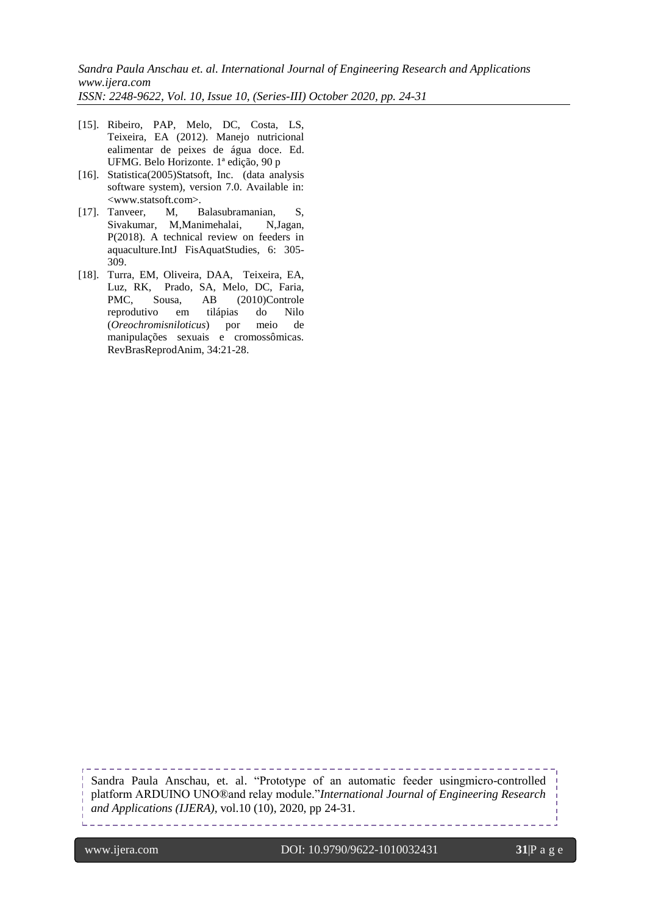[15]. Ribeiro, PAP, Melo, DC, Costa, LS, Teixeira, EA (2012). Manejo nutricional ealimentar de peixes de água doce. Ed. UFMG. Belo Horizonte. 1ª edição, 90 p

[16]. Statistica(2005)Statsoft, Inc. (data analysis software system), version 7.0. Available in: <www.statsoft.com>.

[17]. Tanveer, M, Balasubramanian, S, Sivakumar, M,Manimehalai, N,Jagan, P(2018). A technical review on feeders in aquaculture.IntJ FisAquatStudies, 6: 305-309.

[18]. Turra, EM, Oliveira, DAA, Teixeira, EA, Luz, RK, Prado, SA, Melo, DC, Faria, PMC, Sousa, AB (2010)Controle reprodutivo em tilápias do Nilo (*Oreochromisniloticus*) por meio de manipulações sexuais e cromossômicas. RevBrasReprodAnim, 34:21-28.

Sandra Paula Anschau, et. al. "Prototype of an automatic feeder usingmicro-controlled platform ARDUINO UNO®and relay module."*International Journal of Engineering Research and Applications (IJERA)*, vol.10 (10), 2020, pp 24-31.